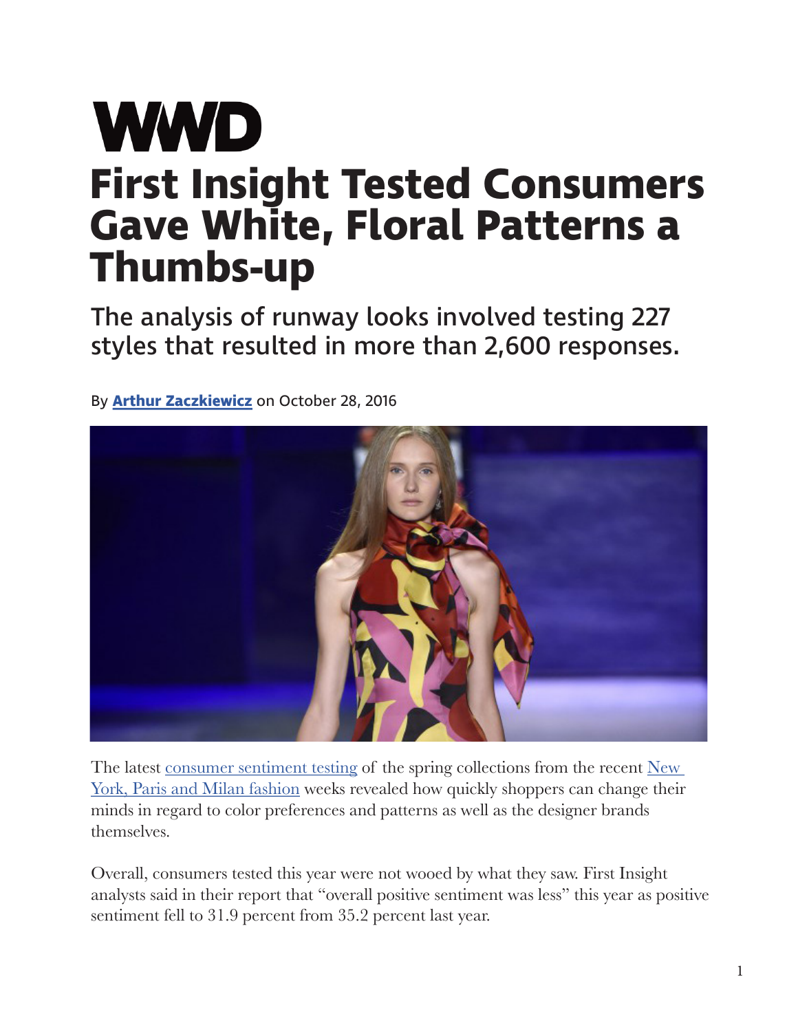**WWD**

# First Insight Tested Consumers Gave White, Floral Patterns a Thumbs-up

## The analysis of runway looks involved testing 227 styles that resulted in more than 2,600 responses.

By **Arthur Zaczkiewicz** on October 28, 2016

The latest consumer sentiment testing of the spring collections from the recent New York, Paris and Milan fashion weeks revealed how quickly shoppers can change their minds in regard to color preferences and patterns as well as the designer brands themselves.

Overall, consumers tested this year were not wooed by what they saw. First Insight analysts said in their report that "overall positive sentiment was less" this year as positive sentiment fell to 31.9 percent from 35.2 percent last year.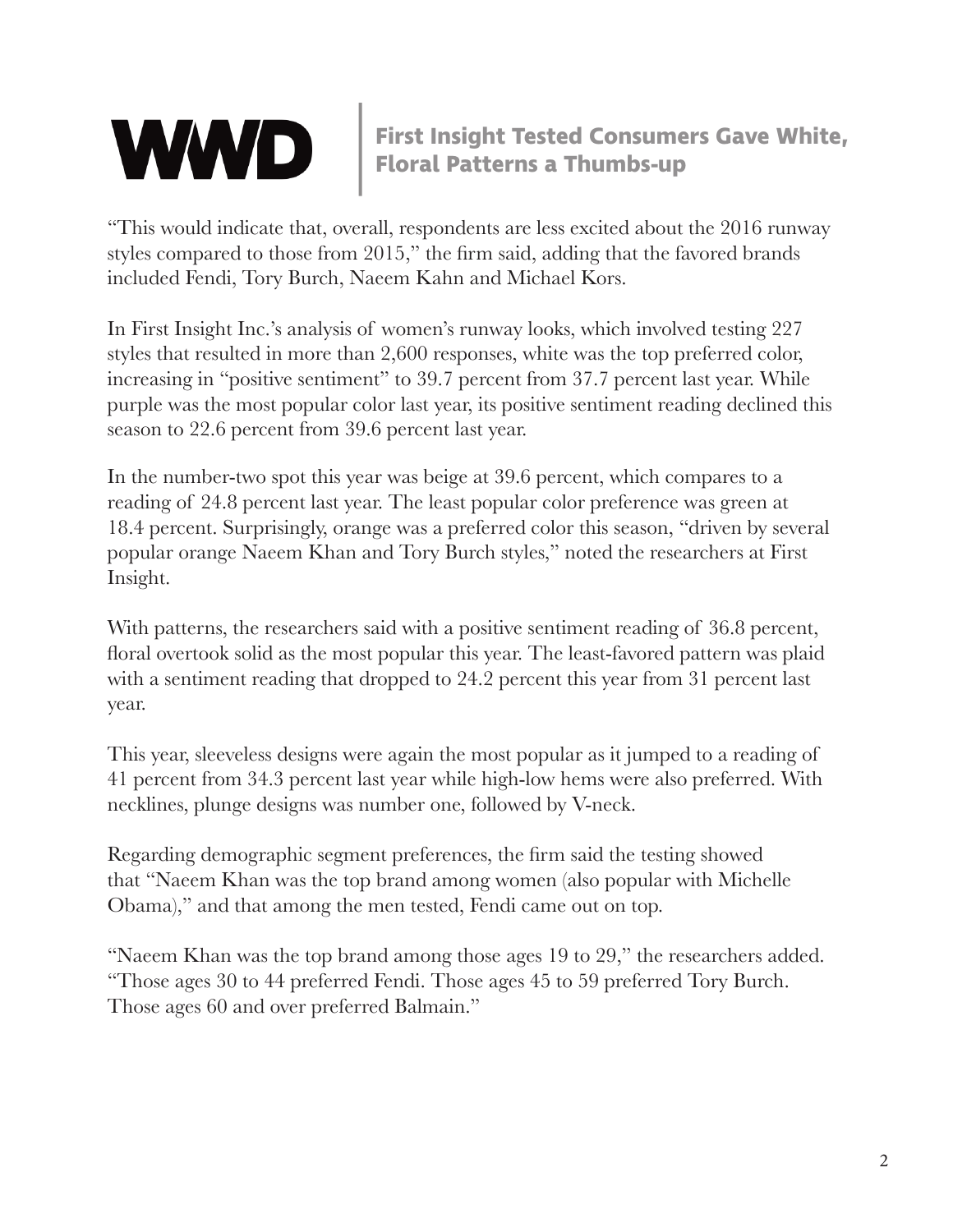# WWD

## First Insight Tested Consumers Gave White, Floral Patterns a Thumbs-up

"This would indicate that, overall, respondents are less excited about the 2016 runway styles compared to those from 2015," the firm said, adding that the favored brands included Fendi, Tory Burch, Naeem Kahn and Michael Kors.

In First Insight Inc.'s analysis of women's runway looks, which involved testing 227 styles that resulted in more than 2,600 responses, white was the top preferred color, increasing in "positive sentiment" to 39.7 percent from 37.7 percent last year. While purple was the most popular color last year, its positive sentiment reading declined this season to 22.6 percent from 39.6 percent last year.

In the number-two spot this year was beige at 39.6 percent, which compares to a reading of 24.8 percent last year. The least popular color preference was green at 18.4 percent. Surprisingly, orange was a preferred color this season, "driven by several popular orange Naeem Khan and Tory Burch styles," noted the researchers at First Insight.

With patterns, the researchers said with a positive sentiment reading of 36.8 percent, floral overtook solid as the most popular this year. The least-favored pattern was plaid with a sentiment reading that dropped to 24.2 percent this year from 31 percent last year.

This year, sleeveless designs were again the most popular as it jumped to a reading of 41 percent from 34.3 percent last year while high-low hems were also preferred. With necklines, plunge designs was number one, followed by V-neck.

Regarding demographic segment preferences, the firm said the testing showed that "Naeem Khan was the top brand among women (also popular with Michelle Obama)," and that among the men tested, Fendi came out on top.

"Naeem Khan was the top brand among those ages 19 to 29," the researchers added. "Those ages 30 to 44 preferred Fendi. Those ages 45 to 59 preferred Tory Burch. Those ages 60 and over preferred Balmain."